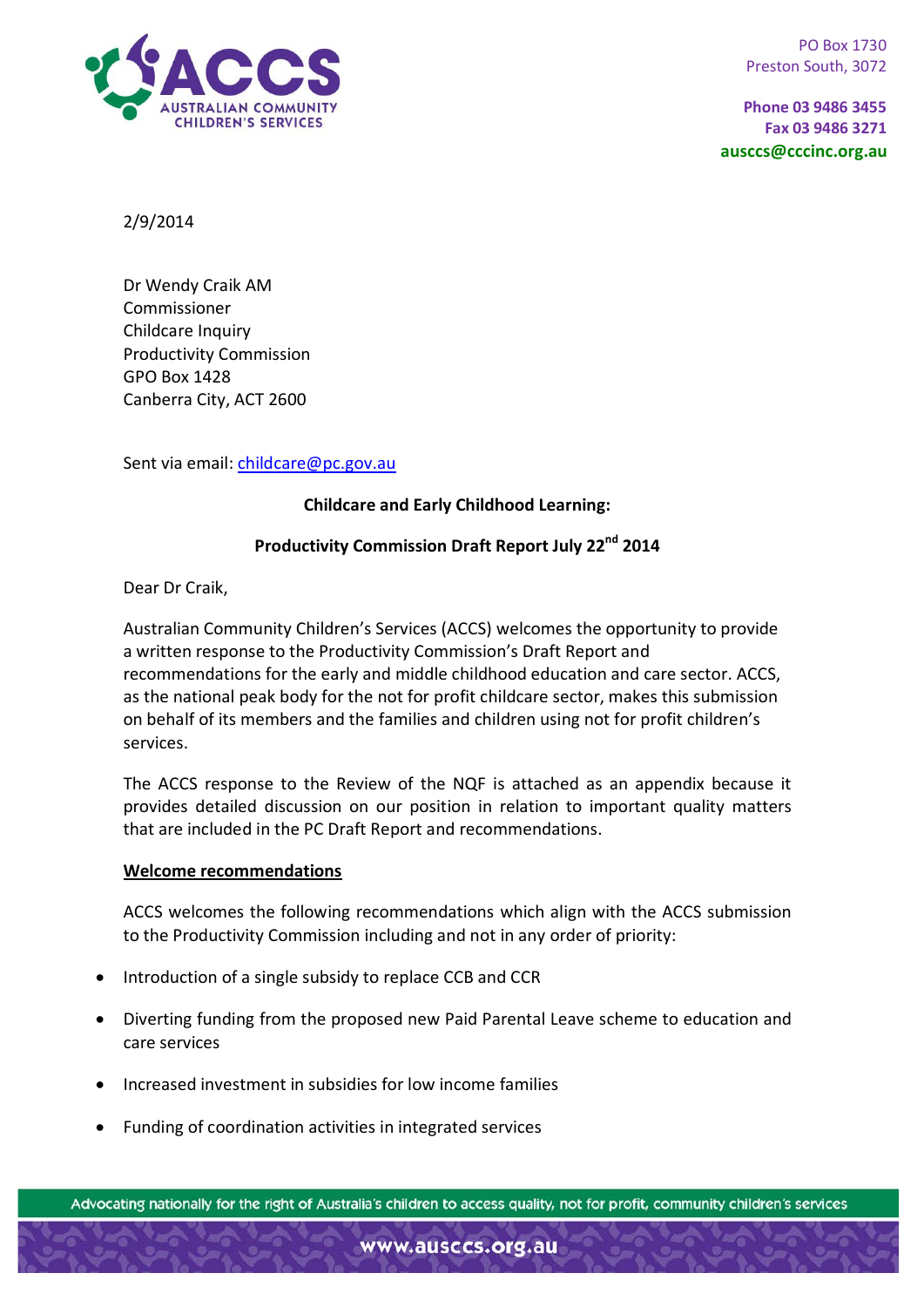PO Box 1730
Preston South, 3072

**Phone 03 9486 3455**
**Fax 03 9486 3271**
**ausccs@cccinc.org.au**

2/9/2014

Dr Wendy Craik AM
Commissioner
Childcare Inquiry
Productivity Commission
GPO Box 1428
Canberra City, ACT 2600

Sent via email: childcare@pc.gov.au

**Childcare and Early Childhood Learning:**

**Productivity Commission Draft Report July 22nd 2014**

Dear Dr Craik,

Australian Community Children's Services (ACCS) welcomes the opportunity to provide a written response to the Productivity Commission's Draft Report and recommendations for the early and middle childhood education and care sector. ACCS, as the national peak body for the not for profit childcare sector, makes this submission on behalf of its members and the families and children using not for profit children's services.

The ACCS response to the Review of the NQF is attached as an appendix because it provides detailed discussion on our position in relation to important quality matters that are included in the PC Draft Report and recommendations.

**Welcome recommendations**

ACCS welcomes the following recommendations which align with the ACCS submission to the Productivity Commission including and not in any order of priority:

- Introduction of a single subsidy to replace CCB and CCR
- Diverting funding from the proposed new Paid Parental Leave scheme to education and care services
- Increased investment in subsidies for low income families
- Funding of coordination activities in integrated services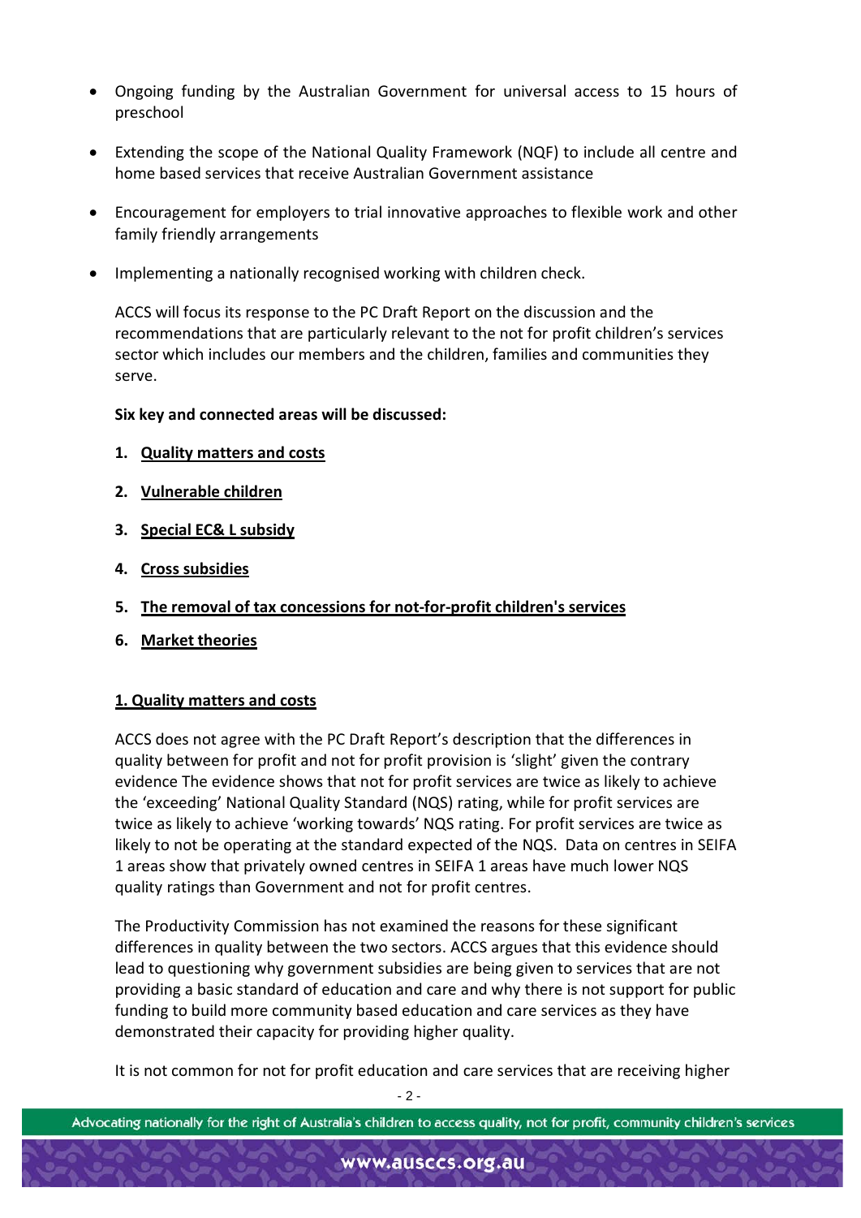- Ongoing funding by the Australian Government for universal access to 15 hours of preschool
- Extending the scope of the National Quality Framework (NQF) to include all centre and home based services that receive Australian Government assistance
- Encouragement for employers to trial innovative approaches to flexible work and other family friendly arrangements
- Implementing a nationally recognised working with children check.

ACCS will focus its response to the PC Draft Report on the discussion and the recommendations that are particularly relevant to the not for profit children's services sector which includes our members and the children, families and communities they serve.

**Six key and connected areas will be discussed:**

1. **Quality matters and costs**
2. **Vulnerable children**
3. **Special EC& L subsidy**
4. **Cross subsidies**
5. **The removal of tax concessions for not-for-profit children's services**
6. **Market theories**

## 1. Quality matters and costs

ACCS does not agree with the PC Draft Report's description that the differences in quality between for profit and not for profit provision is 'slight' given the contrary evidence The evidence shows that not for profit services are twice as likely to achieve the 'exceeding' National Quality Standard (NQS) rating, while for profit services are twice as likely to achieve 'working towards' NQS rating. For profit services are twice as likely to not be operating at the standard expected of the NQS. Data on centres in SEIFA 1 areas show that privately owned centres in SEIFA 1 areas have much lower NQS quality ratings than Government and not for profit centres.

The Productivity Commission has not examined the reasons for these significant differences in quality between the two sectors. ACCS argues that this evidence should lead to questioning why government subsidies are being given to services that are not providing a basic standard of education and care and why there is not support for public funding to build more community based education and care services as they have demonstrated their capacity for providing higher quality.

It is not common for not for profit education and care services that are receiving higher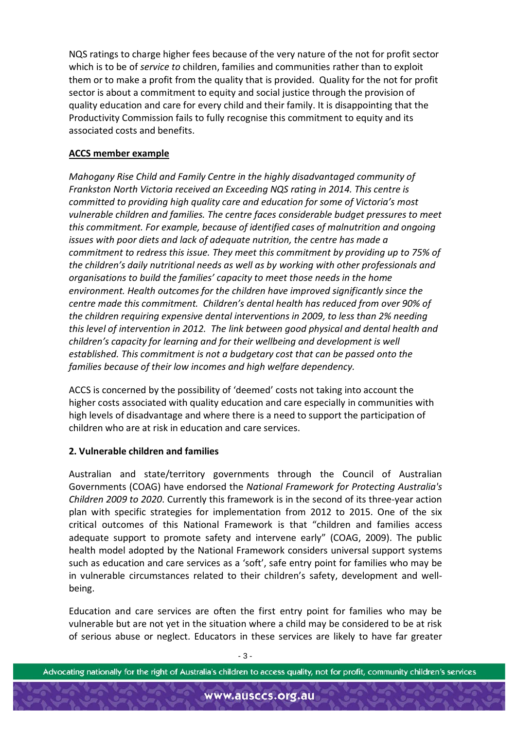NQS ratings to charge higher fees because of the very nature of the not for profit sector which is to be of *service to* children, families and communities rather than to exploit them or to make a profit from the quality that is provided. Quality for the not for profit sector is about a commitment to equity and social justice through the provision of quality education and care for every child and their family. It is disappointing that the Productivity Commission fails to fully recognise this commitment to equity and its associated costs and benefits.

**ACCS member example**

*Mahogany Rise Child and Family Centre in the highly disadvantaged community of Frankston North Victoria received an Exceeding NQS rating in 2014. This centre is committed to providing high quality care and education for some of Victoria's most vulnerable children and families. The centre faces considerable budget pressures to meet this commitment. For example, because of identified cases of malnutrition and ongoing issues with poor diets and lack of adequate nutrition, the centre has made a commitment to redress this issue. They meet this commitment by providing up to 75% of the children's daily nutritional needs as well as by working with other professionals and organisations to build the families' capacity to meet those needs in the home environment. Health outcomes for the children have improved significantly since the centre made this commitment. Children's dental health has reduced from over 90% of the children requiring expensive dental interventions in 2009, to less than 2% needing this level of intervention in 2012. The link between good physical and dental health and children's capacity for learning and for their wellbeing and development is well established. This commitment is not a budgetary cost that can be passed onto the families because of their low incomes and high welfare dependency.*

ACCS is concerned by the possibility of 'deemed' costs not taking into account the higher costs associated with quality education and care especially in communities with high levels of disadvantage and where there is a need to support the participation of children who are at risk in education and care services.

**2. Vulnerable children and families**

Australian and state/territory governments through the Council of Australian Governments (COAG) have endorsed the *National Framework for Protecting Australia's Children 2009 to 2020*. Currently this framework is in the second of its three-year action plan with specific strategies for implementation from 2012 to 2015. One of the six critical outcomes of this National Framework is that "children and families access adequate support to promote safety and intervene early" (COAG, 2009). The public health model adopted by the National Framework considers universal support systems such as education and care services as a 'soft', safe entry point for families who may be in vulnerable circumstances related to their children's safety, development and well-being.

Education and care services are often the first entry point for families who may be vulnerable but are not yet in the situation where a child may be considered to be at risk of serious abuse or neglect. Educators in these services are likely to have far greater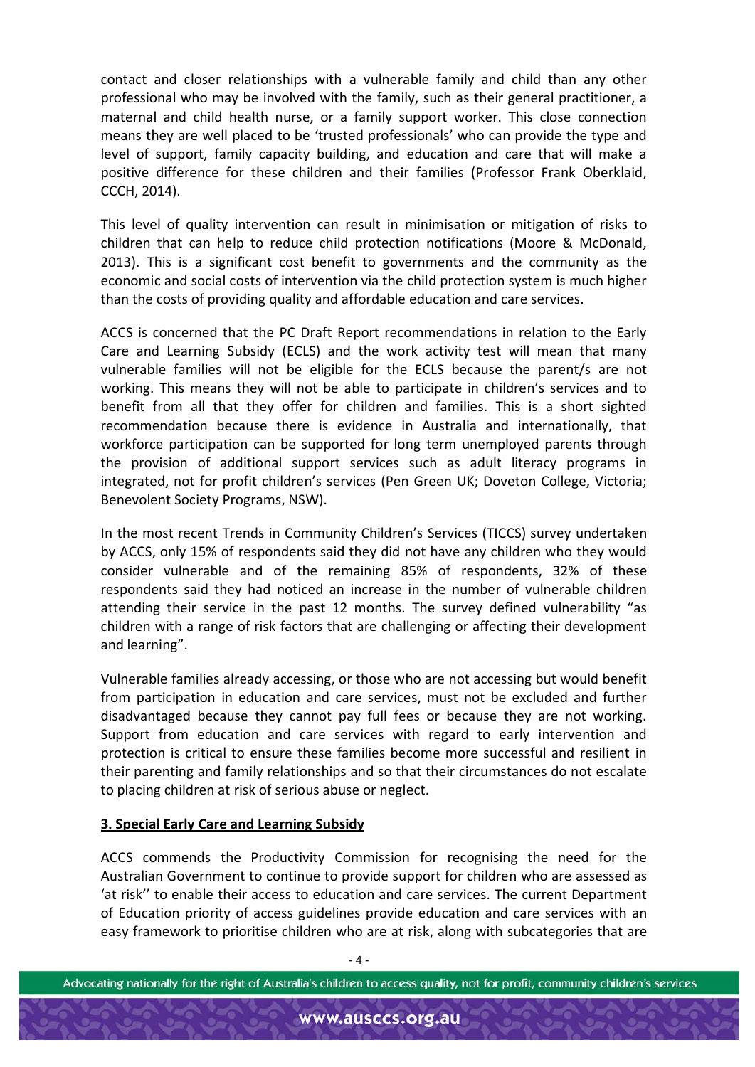contact and closer relationships with a vulnerable family and child than any other professional who may be involved with the family, such as their general practitioner, a maternal and child health nurse, or a family support worker. This close connection means they are well placed to be 'trusted professionals' who can provide the type and level of support, family capacity building, and education and care that will make a positive difference for these children and their families (Professor Frank Oberklaid, CCCH, 2014).

This level of quality intervention can result in minimisation or mitigation of risks to children that can help to reduce child protection notifications (Moore & McDonald, 2013). This is a significant cost benefit to governments and the community as the economic and social costs of intervention via the child protection system is much higher than the costs of providing quality and affordable education and care services.

ACCS is concerned that the PC Draft Report recommendations in relation to the Early Care and Learning Subsidy (ECLS) and the work activity test will mean that many vulnerable families will not be eligible for the ECLS because the parent/s are not working. This means they will not be able to participate in children's services and to benefit from all that they offer for children and families. This is a short sighted recommendation because there is evidence in Australia and internationally, that workforce participation can be supported for long term unemployed parents through the provision of additional support services such as adult literacy programs in integrated, not for profit children's services (Pen Green UK; Doveton College, Victoria; Benevolent Society Programs, NSW).

In the most recent Trends in Community Children's Services (TICCS) survey undertaken by ACCS, only 15% of respondents said they did not have any children who they would consider vulnerable and of the remaining 85% of respondents, 32% of these respondents said they had noticed an increase in the number of vulnerable children attending their service in the past 12 months. The survey defined vulnerability "as children with a range of risk factors that are challenging or affecting their development and learning".

Vulnerable families already accessing, or those who are not accessing but would benefit from participation in education and care services, must not be excluded and further disadvantaged because they cannot pay full fees or because they are not working. Support from education and care services with regard to early intervention and protection is critical to ensure these families become more successful and resilient in their parenting and family relationships and so that their circumstances do not escalate to placing children at risk of serious abuse or neglect.

## 3. Special Early Care and Learning Subsidy

ACCS commends the Productivity Commission for recognising the need for the Australian Government to continue to provide support for children who are assessed as 'at risk'' to enable their access to education and care services. The current Department of Education priority of access guidelines provide education and care services with an easy framework to prioritise children who are at risk, along with subcategories that are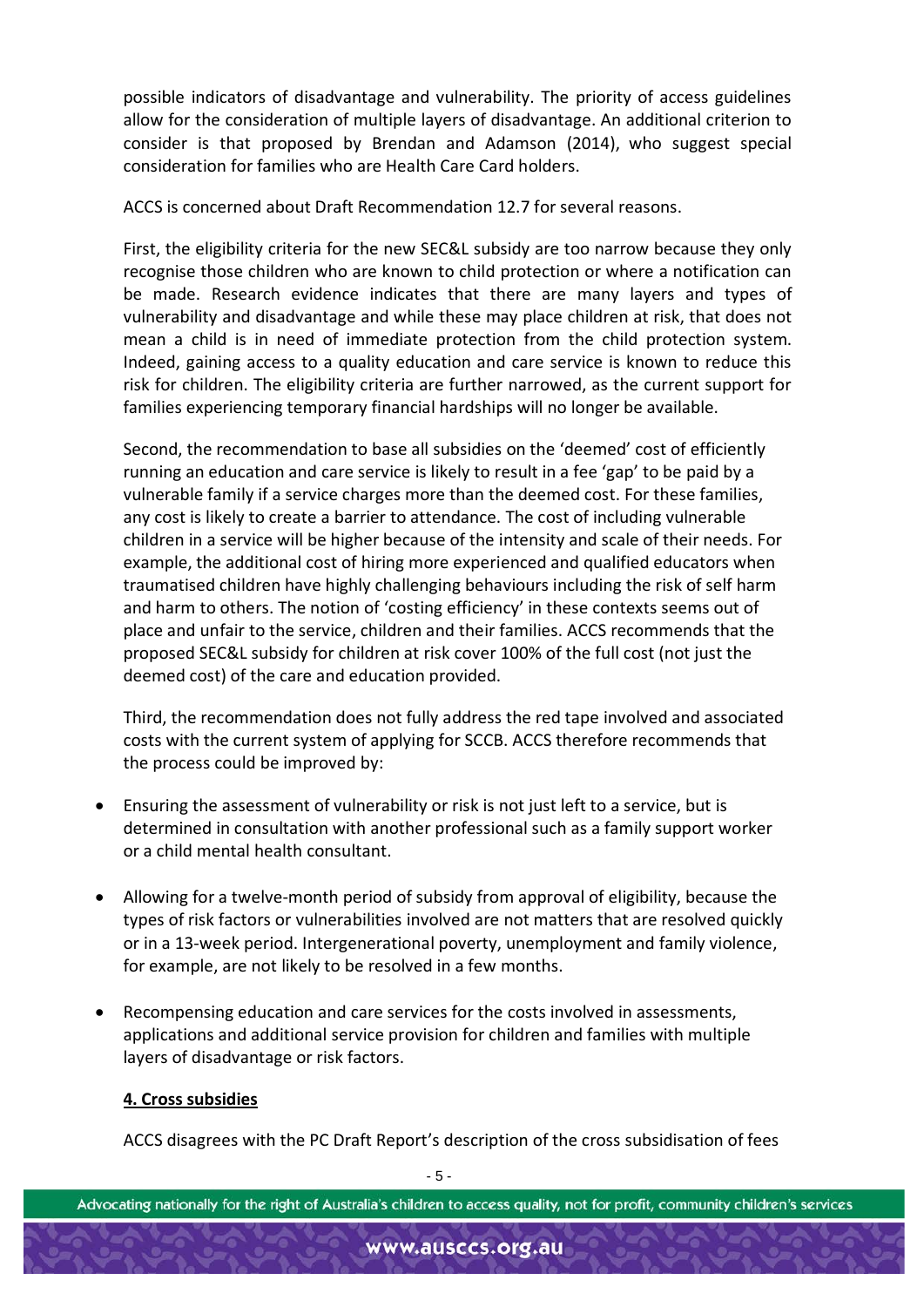possible indicators of disadvantage and vulnerability. The priority of access guidelines allow for the consideration of multiple layers of disadvantage. An additional criterion to consider is that proposed by Brendan and Adamson (2014), who suggest special consideration for families who are Health Care Card holders.

ACCS is concerned about Draft Recommendation 12.7 for several reasons.

First, the eligibility criteria for the new SEC&L subsidy are too narrow because they only recognise those children who are known to child protection or where a notification can be made. Research evidence indicates that there are many layers and types of vulnerability and disadvantage and while these may place children at risk, that does not mean a child is in need of immediate protection from the child protection system. Indeed, gaining access to a quality education and care service is known to reduce this risk for children. The eligibility criteria are further narrowed, as the current support for families experiencing temporary financial hardships will no longer be available.

Second, the recommendation to base all subsidies on the 'deemed' cost of efficiently running an education and care service is likely to result in a fee 'gap' to be paid by a vulnerable family if a service charges more than the deemed cost. For these families, any cost is likely to create a barrier to attendance. The cost of including vulnerable children in a service will be higher because of the intensity and scale of their needs. For example, the additional cost of hiring more experienced and qualified educators when traumatised children have highly challenging behaviours including the risk of self harm and harm to others. The notion of 'costing efficiency' in these contexts seems out of place and unfair to the service, children and their families. ACCS recommends that the proposed SEC&L subsidy for children at risk cover 100% of the full cost (not just the deemed cost) of the care and education provided.

Third, the recommendation does not fully address the red tape involved and associated costs with the current system of applying for SCCB. ACCS therefore recommends that the process could be improved by:

- Ensuring the assessment of vulnerability or risk is not just left to a service, but is determined in consultation with another professional such as a family support worker or a child mental health consultant.
- Allowing for a twelve-month period of subsidy from approval of eligibility, because the types of risk factors or vulnerabilities involved are not matters that are resolved quickly or in a 13-week period. Intergenerational poverty, unemployment and family violence, for example, are not likely to be resolved in a few months.
- Recompensing education and care services for the costs involved in assessments, applications and additional service provision for children and families with multiple layers of disadvantage or risk factors.

**4. Cross subsidies**

ACCS disagrees with the PC Draft Report's description of the cross subsidisation of fees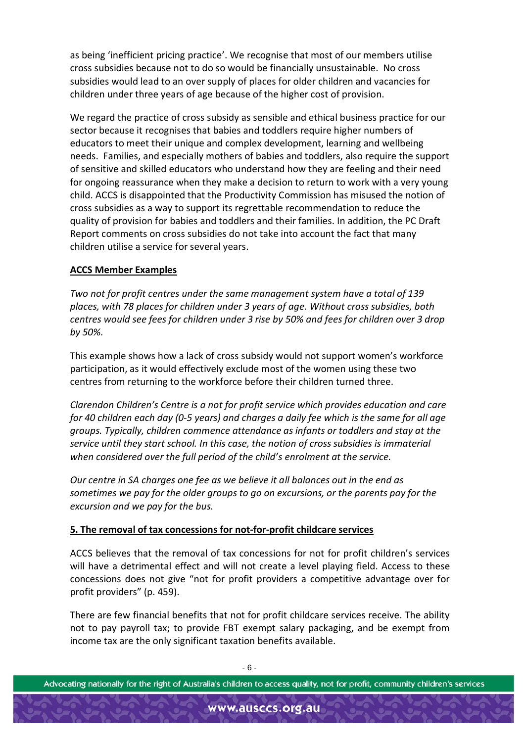as being 'inefficient pricing practice'. We recognise that most of our members utilise cross subsidies because not to do so would be financially unsustainable. No cross subsidies would lead to an over supply of places for older children and vacancies for children under three years of age because of the higher cost of provision.

We regard the practice of cross subsidy as sensible and ethical business practice for our sector because it recognises that babies and toddlers require higher numbers of educators to meet their unique and complex development, learning and wellbeing needs. Families, and especially mothers of babies and toddlers, also require the support of sensitive and skilled educators who understand how they are feeling and their need for ongoing reassurance when they make a decision to return to work with a very young child. ACCS is disappointed that the Productivity Commission has misused the notion of cross subsidies as a way to support its regrettable recommendation to reduce the quality of provision for babies and toddlers and their families. In addition, the PC Draft Report comments on cross subsidies do not take into account the fact that many children utilise a service for several years.

**ACCS Member Examples**

*Two not for profit centres under the same management system have a total of 139 places, with 78 places for children under 3 years of age. Without cross subsidies, both centres would see fees for children under 3 rise by 50% and fees for children over 3 drop by 50%.*

This example shows how a lack of cross subsidy would not support women's workforce participation, as it would effectively exclude most of the women using these two centres from returning to the workforce before their children turned three.

*Clarendon Children's Centre is a not for profit service which provides education and care for 40 children each day (0-5 years) and charges a daily fee which is the same for all age groups. Typically, children commence attendance as infants or toddlers and stay at the service until they start school. In this case, the notion of cross subsidies is immaterial when considered over the full period of the child's enrolment at the service.*

*Our centre in SA charges one fee as we believe it all balances out in the end as sometimes we pay for the older groups to go on excursions, or the parents pay for the excursion and we pay for the bus.*

**5. The removal of tax concessions for not-for-profit childcare services**

ACCS believes that the removal of tax concessions for not for profit children's services will have a detrimental effect and will not create a level playing field. Access to these concessions does not give "not for profit providers a competitive advantage over for profit providers" (p. 459).

There are few financial benefits that not for profit childcare services receive. The ability not to pay payroll tax; to provide FBT exempt salary packaging, and be exempt from income tax are the only significant taxation benefits available.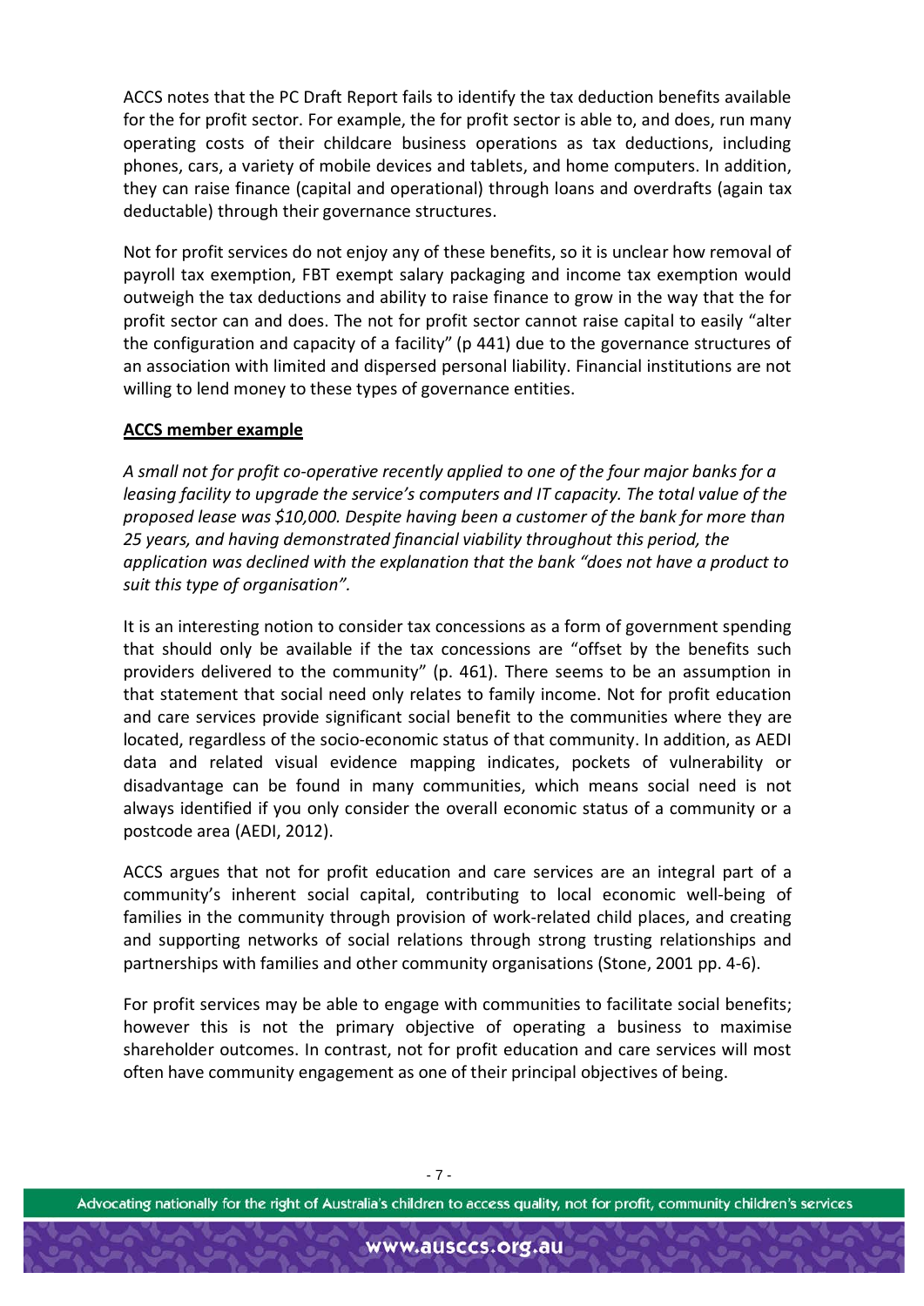ACCS notes that the PC Draft Report fails to identify the tax deduction benefits available for the for profit sector. For example, the for profit sector is able to, and does, run many operating costs of their childcare business operations as tax deductions, including phones, cars, a variety of mobile devices and tablets, and home computers. In addition, they can raise finance (capital and operational) through loans and overdrafts (again tax deductable) through their governance structures.

Not for profit services do not enjoy any of these benefits, so it is unclear how removal of payroll tax exemption, FBT exempt salary packaging and income tax exemption would outweigh the tax deductions and ability to raise finance to grow in the way that the for profit sector can and does. The not for profit sector cannot raise capital to easily "alter the configuration and capacity of a facility" (p 441) due to the governance structures of an association with limited and dispersed personal liability. Financial institutions are not willing to lend money to these types of governance entities.

**ACCS member example**

*A small not for profit co-operative recently applied to one of the four major banks for a leasing facility to upgrade the service's computers and IT capacity. The total value of the proposed lease was $10,000. Despite having been a customer of the bank for more than 25 years, and having demonstrated financial viability throughout this period, the application was declined with the explanation that the bank "does not have a product to suit this type of organisation".*

It is an interesting notion to consider tax concessions as a form of government spending that should only be available if the tax concessions are "offset by the benefits such providers delivered to the community" (p. 461). There seems to be an assumption in that statement that social need only relates to family income. Not for profit education and care services provide significant social benefit to the communities where they are located, regardless of the socio-economic status of that community. In addition, as AEDI data and related visual evidence mapping indicates, pockets of vulnerability or disadvantage can be found in many communities, which means social need is not always identified if you only consider the overall economic status of a community or a postcode area (AEDI, 2012).

ACCS argues that not for profit education and care services are an integral part of a community's inherent social capital, contributing to local economic well-being of families in the community through provision of work-related child places, and creating and supporting networks of social relations through strong trusting relationships and partnerships with families and other community organisations (Stone, 2001 pp. 4-6).

For profit services may be able to engage with communities to facilitate social benefits; however this is not the primary objective of operating a business to maximise shareholder outcomes. In contrast, not for profit education and care services will most often have community engagement as one of their principal objectives of being.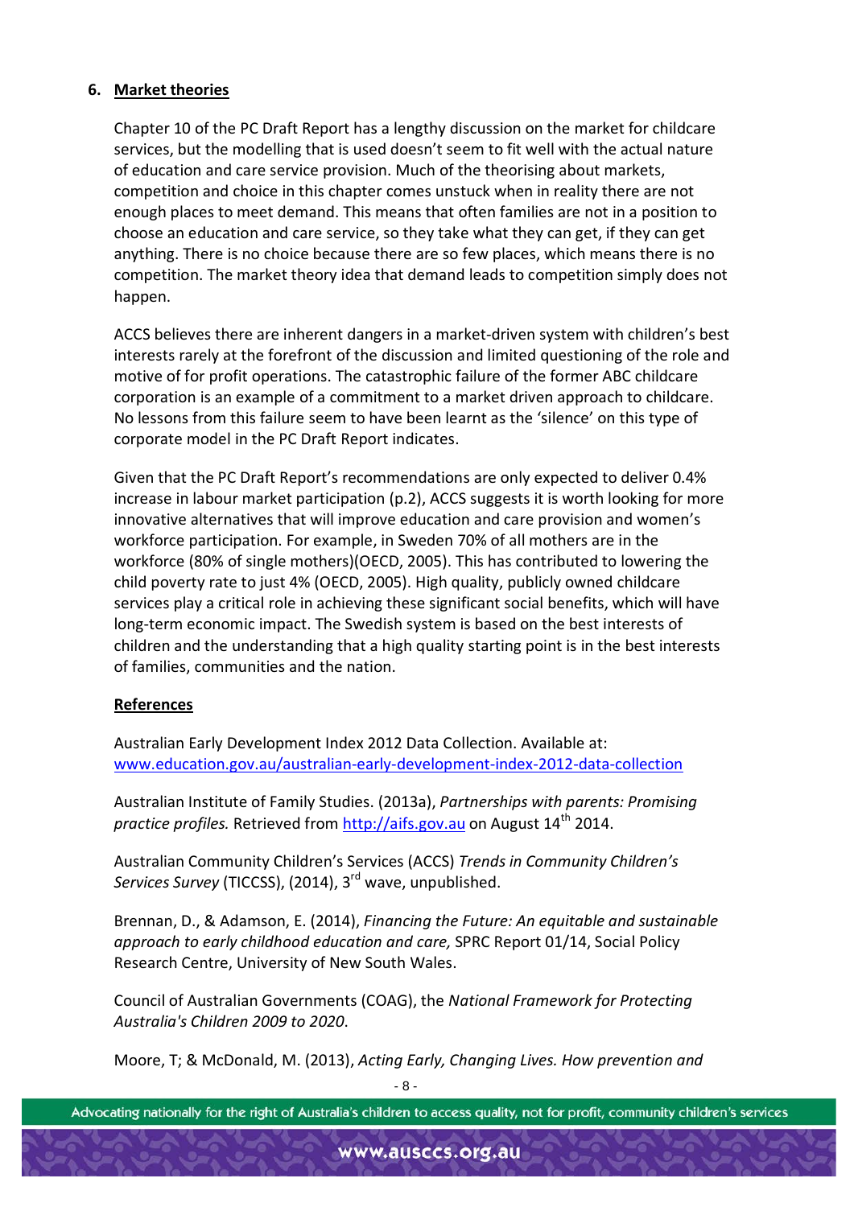## 6. Market theories

Chapter 10 of the PC Draft Report has a lengthy discussion on the market for childcare services, but the modelling that is used doesn't seem to fit well with the actual nature of education and care service provision. Much of the theorising about markets, competition and choice in this chapter comes unstuck when in reality there are not enough places to meet demand. This means that often families are not in a position to choose an education and care service, so they take what they can get, if they can get anything. There is no choice because there are so few places, which means there is no competition. The market theory idea that demand leads to competition simply does not happen.

ACCS believes there are inherent dangers in a market-driven system with children's best interests rarely at the forefront of the discussion and limited questioning of the role and motive of for profit operations. The catastrophic failure of the former ABC childcare corporation is an example of a commitment to a market driven approach to childcare. No lessons from this failure seem to have been learnt as the 'silence' on this type of corporate model in the PC Draft Report indicates.

Given that the PC Draft Report's recommendations are only expected to deliver 0.4% increase in labour market participation (p.2), ACCS suggests it is worth looking for more innovative alternatives that will improve education and care provision and women's workforce participation. For example, in Sweden 70% of all mothers are in the workforce (80% of single mothers)(OECD, 2005). This has contributed to lowering the child poverty rate to just 4% (OECD, 2005). High quality, publicly owned childcare services play a critical role in achieving these significant social benefits, which will have long-term economic impact. The Swedish system is based on the best interests of children and the understanding that a high quality starting point is in the best interests of families, communities and the nation.

## References

Australian Early Development Index 2012 Data Collection. Available at: www.education.gov.au/australian-early-development-index-2012-data-collection

Australian Institute of Family Studies. (2013a), *Partnerships with parents: Promising practice profiles.* Retrieved from http://aifs.gov.au on August 14th 2014.

Australian Community Children's Services (ACCS) *Trends in Community Children's Services Survey* (TICCSS), (2014), 3rd wave, unpublished.

Brennan, D., & Adamson, E. (2014), *Financing the Future: An equitable and sustainable approach to early childhood education and care,* SPRC Report 01/14, Social Policy Research Centre, University of New South Wales.

Council of Australian Governments (COAG), the *National Framework for Protecting Australia's Children 2009 to 2020*.

Moore, T; & McDonald, M. (2013), *Acting Early, Changing Lives. How prevention and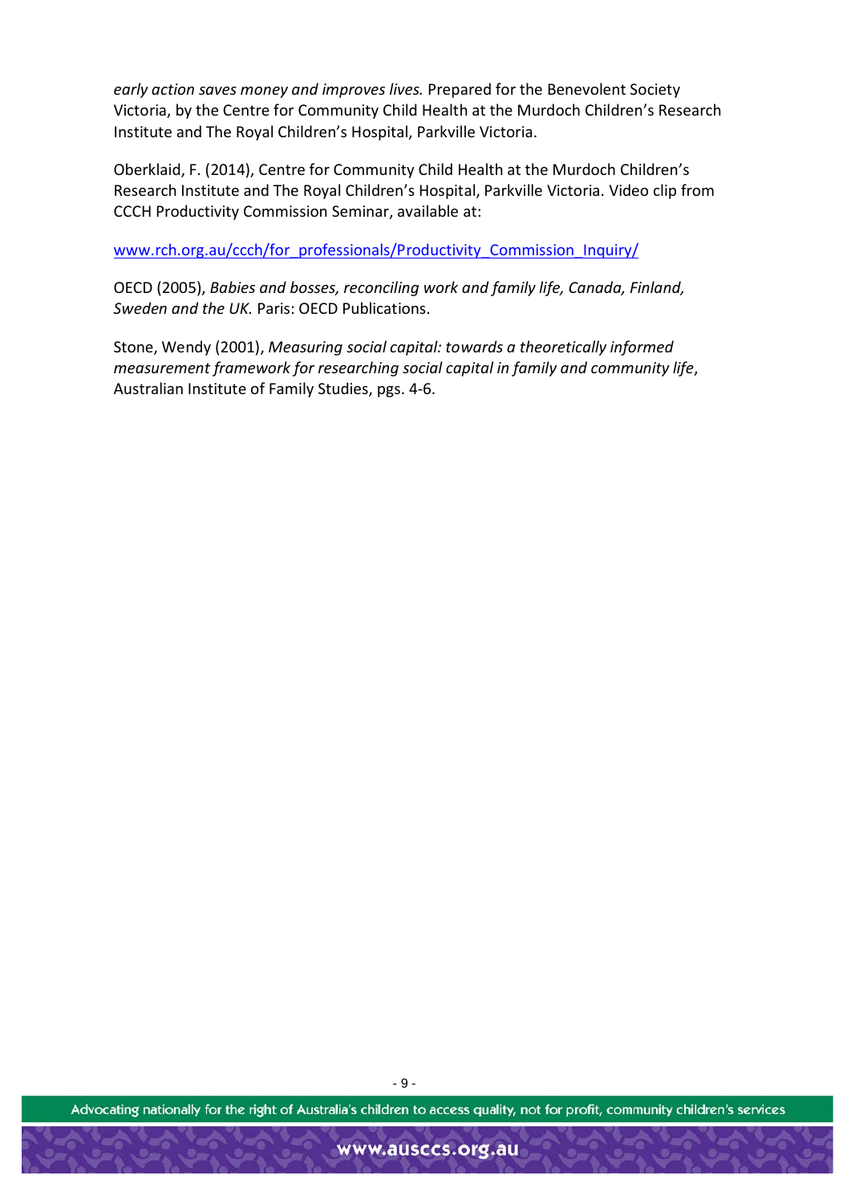*early action saves money and improves lives.* Prepared for the Benevolent Society Victoria, by the Centre for Community Child Health at the Murdoch Children's Research Institute and The Royal Children's Hospital, Parkville Victoria.

Oberklaid, F. (2014), Centre for Community Child Health at the Murdoch Children's Research Institute and The Royal Children's Hospital, Parkville Victoria. Video clip from CCCH Productivity Commission Seminar, available at:

www.rch.org.au/ccch/for_professionals/Productivity_Commission_Inquiry/

OECD (2005), *Babies and bosses, reconciling work and family life, Canada, Finland, Sweden and the UK.* Paris: OECD Publications.

Stone, Wendy (2001), *Measuring social capital: towards a theoretically informed measurement framework for researching social capital in family and community life*, Australian Institute of Family Studies, pgs. 4-6.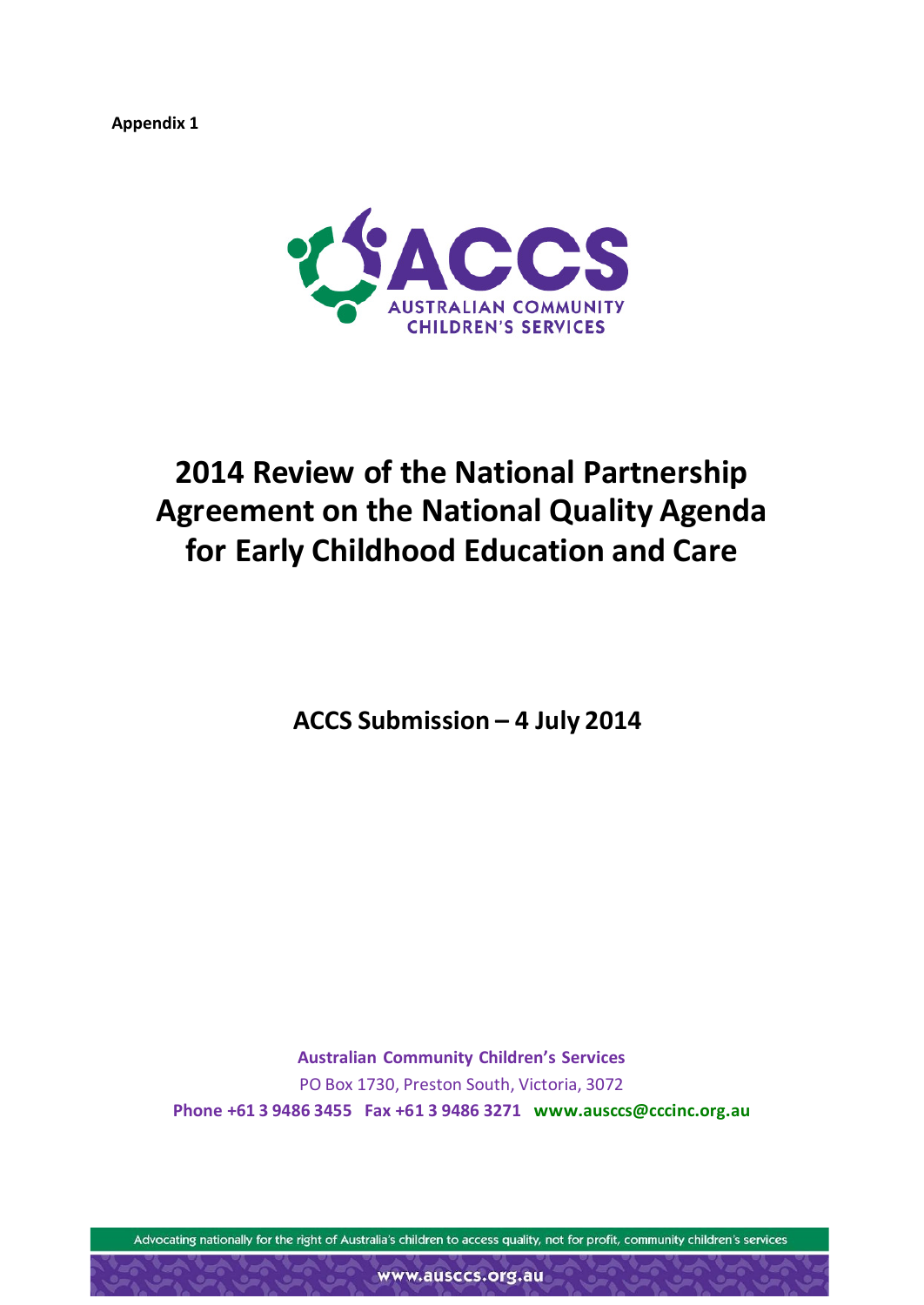**Appendix 1**

# 2014 Review of the National Partnership Agreement on the National Quality Agenda for Early Childhood Education and Care

## ACCS Submission – 4 July 2014

**Australian Community Children's Services**

PO Box 1730, Preston South, Victoria, 3072

**Phone +61 3 9486 3455 Fax +61 3 9486 3271 www.ausccs@cccinc.org.au**

Advocating nationally for the right of Australia's children to access quality, not for profit, community children's services

www.ausccs.org.au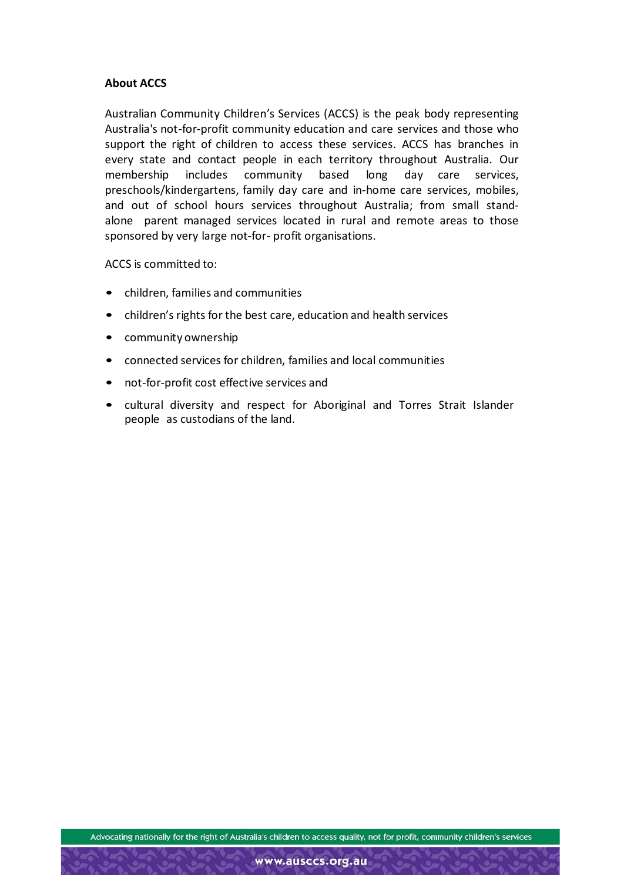**About ACCS**

Australian Community Children's Services (ACCS) is the peak body representing Australia's not-for-profit community education and care services and those who support the right of children to access these services. ACCS has branches in every state and contact people in each territory throughout Australia. Our membership includes community based long day care services, preschools/kindergartens, family day care and in-home care services, mobiles, and out of school hours services throughout Australia; from small stand-alone parent managed services located in rural and remote areas to those sponsored by very large not-for- profit organisations.

ACCS is committed to:

- children, families and communities
- children's rights for the best care, education and health services
- community ownership
- connected services for children, families and local communities
- not-for-profit cost effective services and
- cultural diversity and respect for Aboriginal and Torres Strait Islander people as custodians of the land.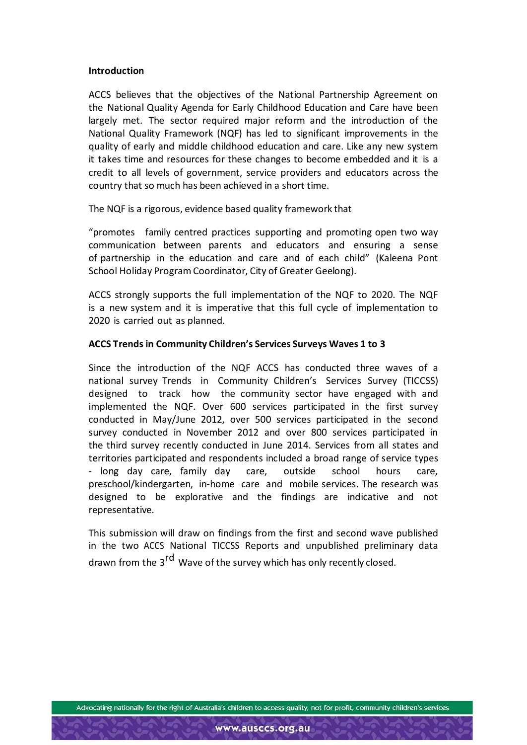**Introduction**

ACCS believes that the objectives of the National Partnership Agreement on the National Quality Agenda for Early Childhood Education and Care have been largely met. The sector required major reform and the introduction of the National Quality Framework (NQF) has led to significant improvements in the quality of early and middle childhood education and care. Like any new system it takes time and resources for these changes to become embedded and it is a credit to all levels of government, service providers and educators across the country that so much has been achieved in a short time.

The NQF is a rigorous, evidence based quality framework that

"promotes family centred practices supporting and promoting open two way communication between parents and educators and ensuring a sense of partnership in the education and care and of each child" (Kaleena Pont School Holiday Program Coordinator, City of Greater Geelong).

ACCS strongly supports the full implementation of the NQF to 2020. The NQF is a new system and it is imperative that this full cycle of implementation to 2020 is carried out as planned.

**ACCS Trends in Community Children's Services Surveys Waves 1 to 3**

Since the introduction of the NQF ACCS has conducted three waves of a national survey Trends in Community Children's Services Survey (TICCSS) designed to track how the community sector have engaged with and implemented the NQF. Over 600 services participated in the first survey conducted in May/June 2012, over 500 services participated in the second survey conducted in November 2012 and over 800 services participated in the third survey recently conducted in June 2014. Services from all states and territories participated and respondents included a broad range of service types - long day care, family day care, outside school hours care, preschool/kindergarten, in-home care and mobile services. The research was designed to be explorative and the findings are indicative and not representative.

This submission will draw on findings from the first and second wave published in the two ACCS National TICCSS Reports and unpublished preliminary data drawn from the 3rd Wave of the survey which has only recently closed.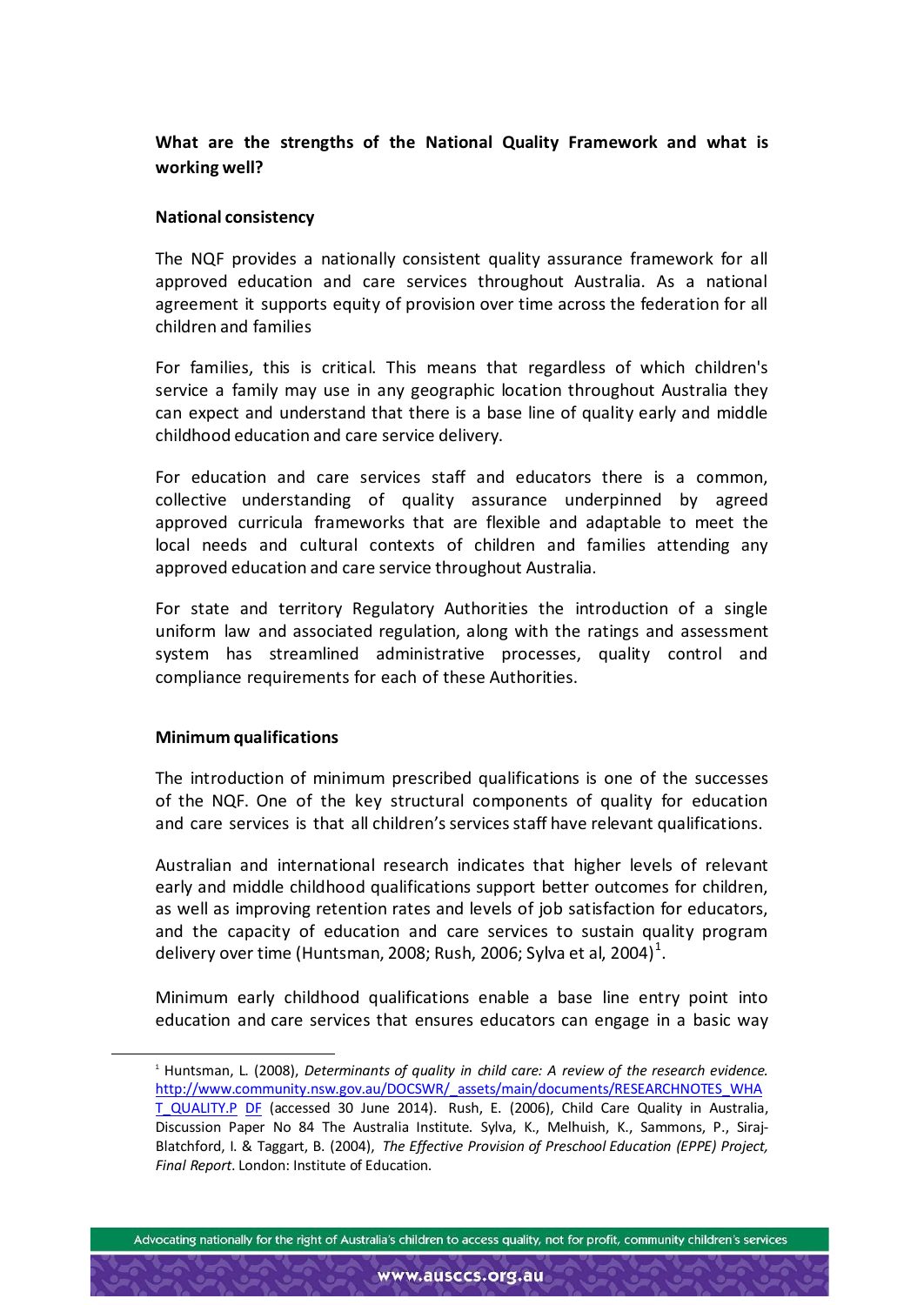**What are the strengths of the National Quality Framework and what is working well?**

**National consistency**

The NQF provides a nationally consistent quality assurance framework for all approved education and care services throughout Australia. As a national agreement it supports equity of provision over time across the federation for all children and families

For families, this is critical. This means that regardless of which children's service a family may use in any geographic location throughout Australia they can expect and understand that there is a base line of quality early and middle childhood education and care service delivery.

For education and care services staff and educators there is a common, collective understanding of quality assurance underpinned by agreed approved curricula frameworks that are flexible and adaptable to meet the local needs and cultural contexts of children and families attending any approved education and care service throughout Australia.

For state and territory Regulatory Authorities the introduction of a single uniform law and associated regulation, along with the ratings and assessment system has streamlined administrative processes, quality control and compliance requirements for each of these Authorities.

**Minimum qualifications**

The introduction of minimum prescribed qualifications is one of the successes of the NQF. One of the key structural components of quality for education and care services is that all children's services staff have relevant qualifications.

Australian and international research indicates that higher levels of relevant early and middle childhood qualifications support better outcomes for children, as well as improving retention rates and levels of job satisfaction for educators, and the capacity of education and care services to sustain quality program delivery over time (Huntsman, 2008; Rush, 2006; Sylva et al, 2004)[1].

Minimum early childhood qualifications enable a base line entry point into education and care services that ensures educators can engage in a basic way

---

[1] Huntsman, L. (2008), *Determinants of quality in child care: A review of the research evidence.* http://www.community.nsw.gov.au/DOCSWR/_assets/main/documents/RESEARCHNOTES_WHAT_QUALITY.PDF (accessed 30 June 2014). Rush, E. (2006), Child Care Quality in Australia, Discussion Paper No 84 The Australia Institute. Sylva, K., Melhuish, K., Sammons, P., Siraj-Blatchford, I. & Taggart, B. (2004), *The Effective Provision of Preschool Education (EPPE) Project, Final Report*. London: Institute of Education.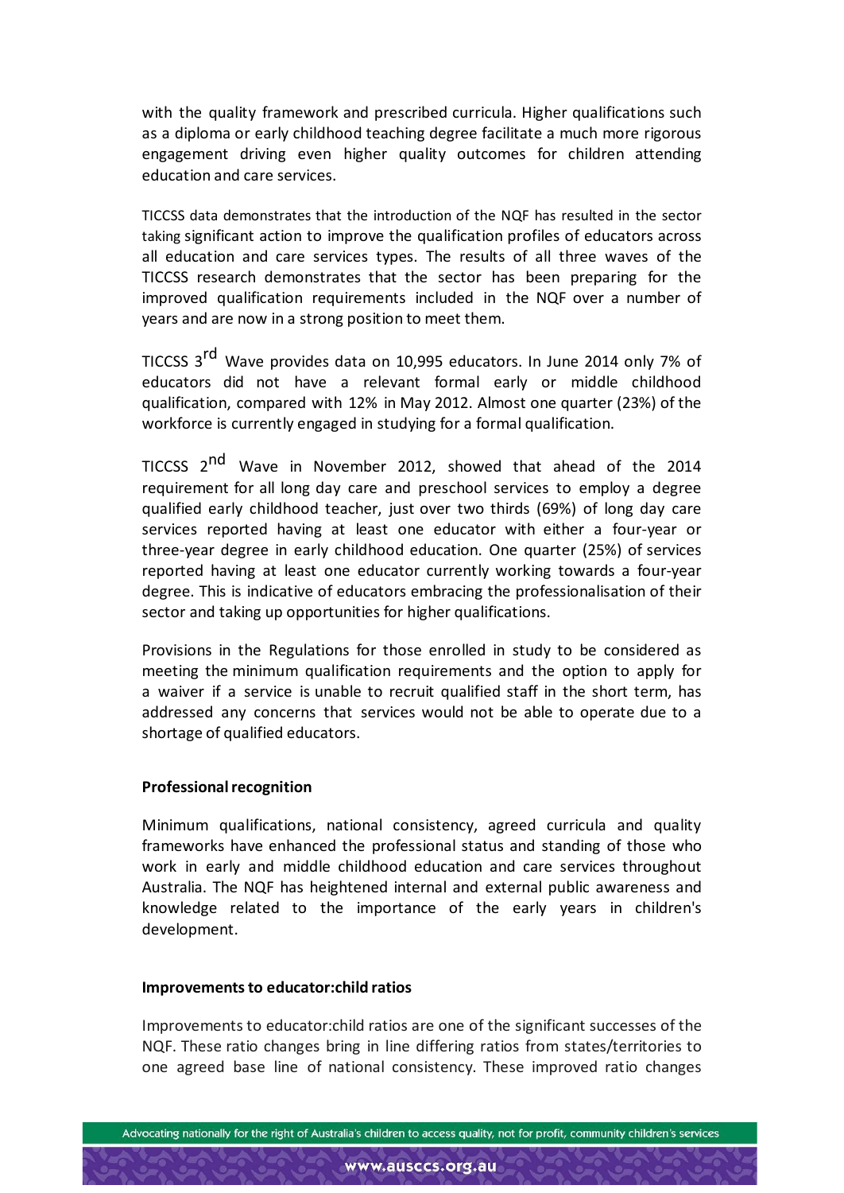with the quality framework and prescribed curricula. Higher qualifications such as a diploma or early childhood teaching degree facilitate a much more rigorous engagement driving even higher quality outcomes for children attending education and care services.

TICCSS data demonstrates that the introduction of the NQF has resulted in the sector taking significant action to improve the qualification profiles of educators across all education and care services types. The results of all three waves of the TICCSS research demonstrates that the sector has been preparing for the improved qualification requirements included in the NQF over a number of years and are now in a strong position to meet them.

TICCSS 3rd Wave provides data on 10,995 educators. In June 2014 only 7% of educators did not have a relevant formal early or middle childhood qualification, compared with 12% in May 2012. Almost one quarter (23%) of the workforce is currently engaged in studying for a formal qualification.

TICCSS 2nd Wave in November 2012, showed that ahead of the 2014 requirement for all long day care and preschool services to employ a degree qualified early childhood teacher, just over two thirds (69%) of long day care services reported having at least one educator with either a four-year or three-year degree in early childhood education. One quarter (25%) of services reported having at least one educator currently working towards a four-year degree. This is indicative of educators embracing the professionalisation of their sector and taking up opportunities for higher qualifications.

Provisions in the Regulations for those enrolled in study to be considered as meeting the minimum qualification requirements and the option to apply for a waiver if a service is unable to recruit qualified staff in the short term, has addressed any concerns that services would not be able to operate due to a shortage of qualified educators.

**Professional recognition**

Minimum qualifications, national consistency, agreed curricula and quality frameworks have enhanced the professional status and standing of those who work in early and middle childhood education and care services throughout Australia. The NQF has heightened internal and external public awareness and knowledge related to the importance of the early years in children's development.

**Improvements to educator:child ratios**

Improvements to educator:child ratios are one of the significant successes of the NQF. These ratio changes bring in line differing ratios from states/territories to one agreed base line of national consistency. These improved ratio changes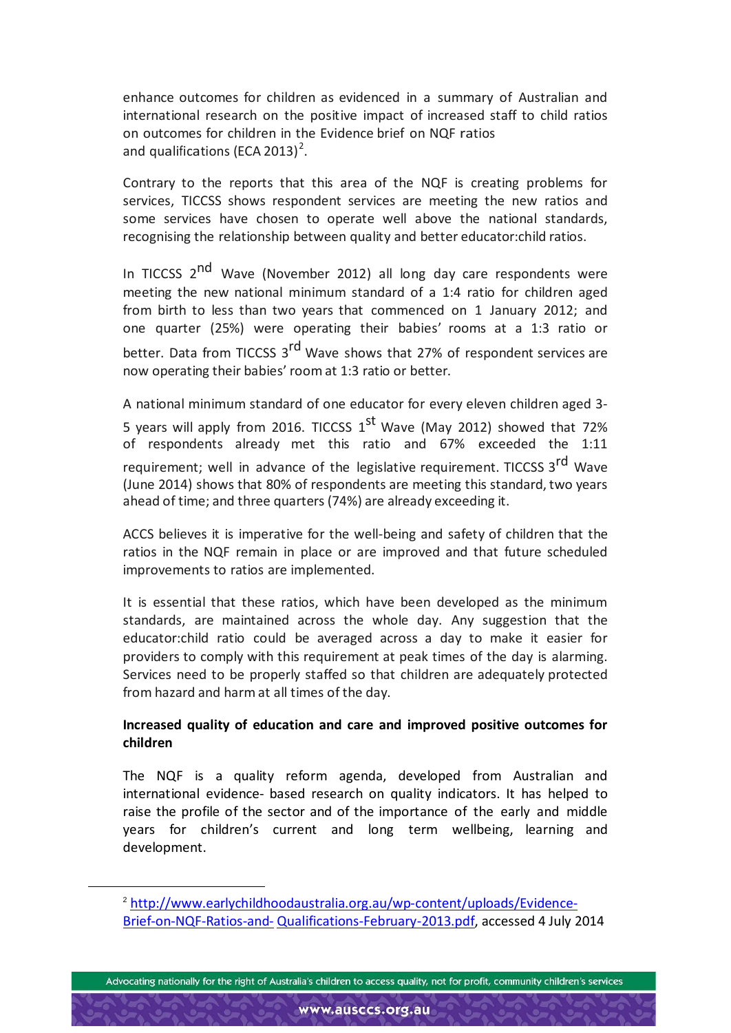enhance outcomes for children as evidenced in a summary of Australian and international research on the positive impact of increased staff to child ratios on outcomes for children in the Evidence brief on NQF ratios and qualifications (ECA 2013)[2].

Contrary to the reports that this area of the NQF is creating problems for services, TICCSS shows respondent services are meeting the new ratios and some services have chosen to operate well above the national standards, recognising the relationship between quality and better educator:child ratios.

In TICCSS 2nd Wave (November 2012) all long day care respondents were meeting the new national minimum standard of a 1:4 ratio for children aged from birth to less than two years that commenced on 1 January 2012; and one quarter (25%) were operating their babies' rooms at a 1:3 ratio or better. Data from TICCSS 3rd Wave shows that 27% of respondent services are now operating their babies' room at 1:3 ratio or better.

A national minimum standard of one educator for every eleven children aged 3-5 years will apply from 2016. TICCSS 1st Wave (May 2012) showed that 72% of respondents already met this ratio and 67% exceeded the 1:11 requirement; well in advance of the legislative requirement. TICCSS 3rd Wave (June 2014) shows that 80% of respondents are meeting this standard, two years ahead of time; and three quarters (74%) are already exceeding it.

ACCS believes it is imperative for the well-being and safety of children that the ratios in the NQF remain in place or are improved and that future scheduled improvements to ratios are implemented.

It is essential that these ratios, which have been developed as the minimum standards, are maintained across the whole day. Any suggestion that the educator:child ratio could be averaged across a day to make it easier for providers to comply with this requirement at peak times of the day is alarming. Services need to be properly staffed so that children are adequately protected from hazard and harm at all times of the day.

**Increased quality of education and care and improved positive outcomes for children**

The NQF is a quality reform agenda, developed from Australian and international evidence- based research on quality indicators. It has helped to raise the profile of the sector and of the importance of the early and middle years for children's current and long term wellbeing, learning and development.

---

[2] http://www.earlychildhoodaustralia.org.au/wp-content/uploads/Evidence-Brief-on-NQF-Ratios-and- Qualifications-February-2013.pdf, accessed 4 July 2014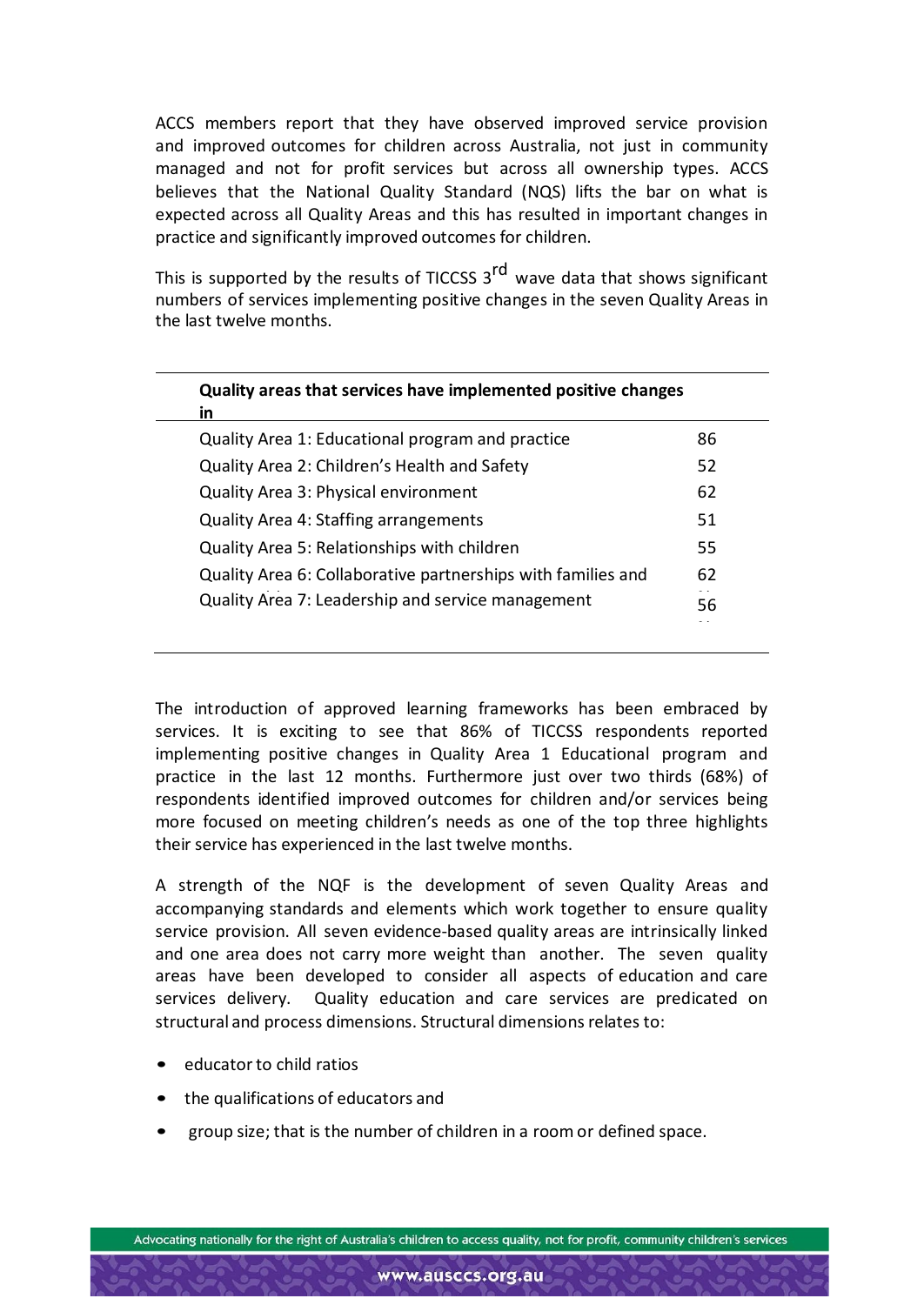ACCS members report that they have observed improved service provision and improved outcomes for children across Australia, not just in community managed and not for profit services but across all ownership types. ACCS believes that the National Quality Standard (NQS) lifts the bar on what is expected across all Quality Areas and this has resulted in important changes in practice and significantly improved outcomes for children.

This is supported by the results of TICCSS 3rd wave data that shows significant numbers of services implementing positive changes in the seven Quality Areas in the last twelve months.

| Quality areas that services have implemented positive changes in | |
|---|---|
| Quality Area 1: Educational program and practice | 86 |
| Quality Area 2: Children's Health and Safety | 52 |
| Quality Area 3: Physical environment | 62 |
| Quality Area 4: Staffing arrangements | 51 |
| Quality Area 5: Relationships with children | 55 |
| Quality Area 6: Collaborative partnerships with families and | 62 |
| Quality Area 7: Leadership and service management | 56 |

The introduction of approved learning frameworks has been embraced by services. It is exciting to see that 86% of TICCSS respondents reported implementing positive changes in Quality Area 1 Educational program and practice in the last 12 months. Furthermore just over two thirds (68%) of respondents identified improved outcomes for children and/or services being more focused on meeting children's needs as one of the top three highlights their service has experienced in the last twelve months.

A strength of the NQF is the development of seven Quality Areas and accompanying standards and elements which work together to ensure quality service provision. All seven evidence-based quality areas are intrinsically linked and one area does not carry more weight than another. The seven quality areas have been developed to consider all aspects of education and care services delivery. Quality education and care services are predicated on structural and process dimensions. Structural dimensions relates to:

- educator to child ratios
- the qualifications of educators and
- group size; that is the number of children in a room or defined space.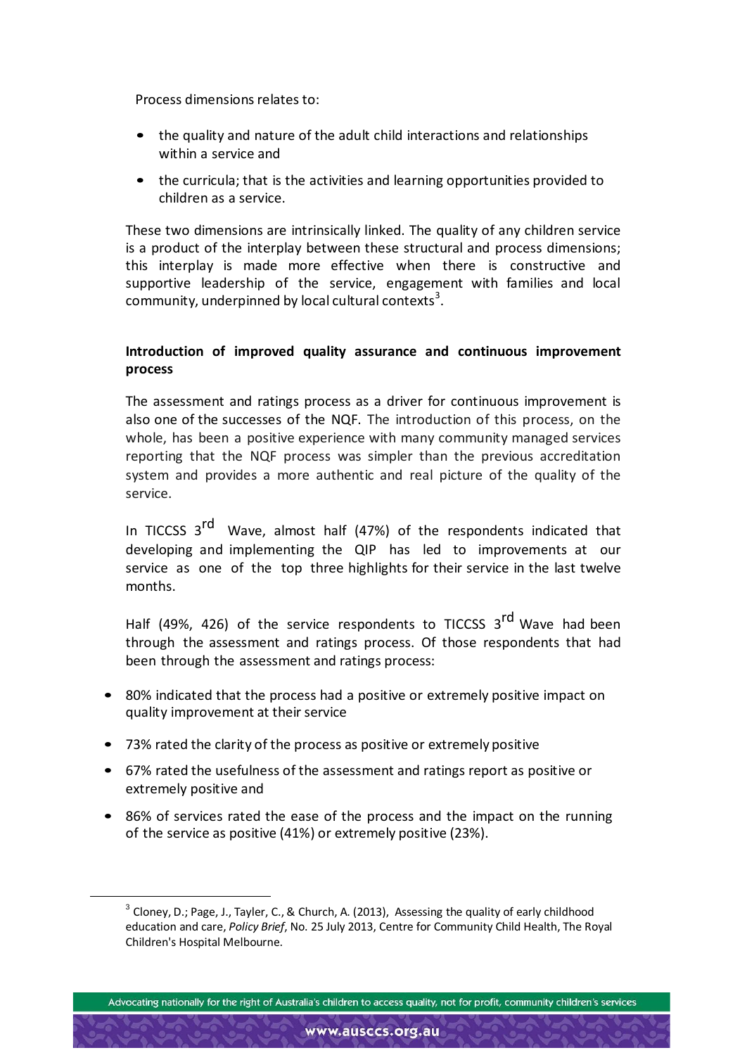Process dimensions relates to:

- the quality and nature of the adult child interactions and relationships within a service and
- the curricula; that is the activities and learning opportunities provided to children as a service.

These two dimensions are intrinsically linked. The quality of any children service is a product of the interplay between these structural and process dimensions; this interplay is made more effective when there is constructive and supportive leadership of the service, engagement with families and local community, underpinned by local cultural contexts[3].

**Introduction of improved quality assurance and continuous improvement process**

The assessment and ratings process as a driver for continuous improvement is also one of the successes of the NQF. The introduction of this process, on the whole, has been a positive experience with many community managed services reporting that the NQF process was simpler than the previous accreditation system and provides a more authentic and real picture of the quality of the service.

In TICCSS 3rd Wave, almost half (47%) of the respondents indicated that developing and implementing the QIP has led to improvements at our service as one of the top three highlights for their service in the last twelve months.

Half (49%, 426) of the service respondents to TICCSS 3rd Wave had been through the assessment and ratings process. Of those respondents that had been through the assessment and ratings process:

- 80% indicated that the process had a positive or extremely positive impact on quality improvement at their service
- 73% rated the clarity of the process as positive or extremely positive
- 67% rated the usefulness of the assessment and ratings report as positive or extremely positive and
- 86% of services rated the ease of the process and the impact on the running of the service as positive (41%) or extremely positive (23%).

[3] Cloney, D.; Page, J., Tayler, C., & Church, A. (2013), Assessing the quality of early childhood education and care, *Policy Brief*, No. 25 July 2013, Centre for Community Child Health, The Royal Children's Hospital Melbourne.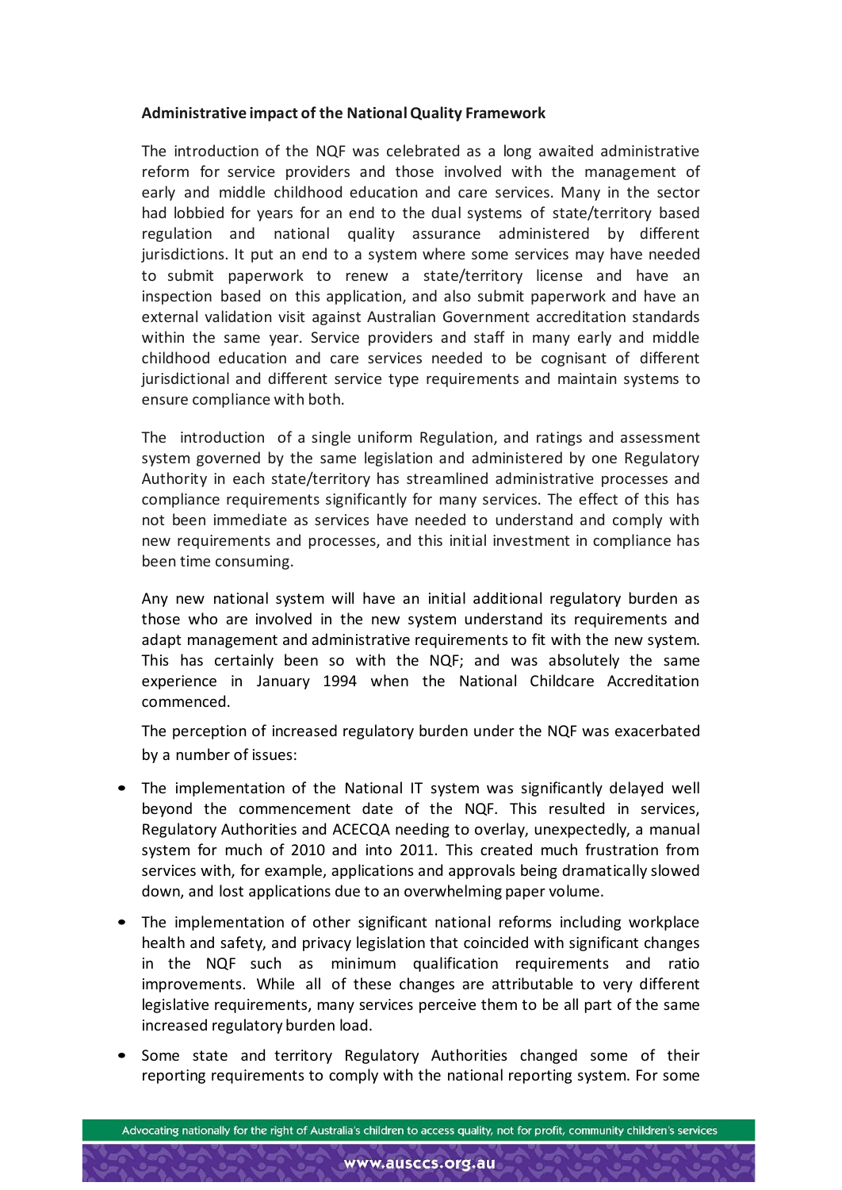**Administrative impact of the National Quality Framework**

The introduction of the NQF was celebrated as a long awaited administrative reform for service providers and those involved with the management of early and middle childhood education and care services. Many in the sector had lobbied for years for an end to the dual systems of state/territory based regulation and national quality assurance administered by different jurisdictions. It put an end to a system where some services may have needed to submit paperwork to renew a state/territory license and have an inspection based on this application, and also submit paperwork and have an external validation visit against Australian Government accreditation standards within the same year. Service providers and staff in many early and middle childhood education and care services needed to be cognisant of different jurisdictional and different service type requirements and maintain systems to ensure compliance with both.

The introduction of a single uniform Regulation, and ratings and assessment system governed by the same legislation and administered by one Regulatory Authority in each state/territory has streamlined administrative processes and compliance requirements significantly for many services. The effect of this has not been immediate as services have needed to understand and comply with new requirements and processes, and this initial investment in compliance has been time consuming.

Any new national system will have an initial additional regulatory burden as those who are involved in the new system understand its requirements and adapt management and administrative requirements to fit with the new system. This has certainly been so with the NQF; and was absolutely the same experience in January 1994 when the National Childcare Accreditation commenced.

The perception of increased regulatory burden under the NQF was exacerbated by a number of issues:

- The implementation of the National IT system was significantly delayed well beyond the commencement date of the NQF. This resulted in services, Regulatory Authorities and ACECQA needing to overlay, unexpectedly, a manual system for much of 2010 and into 2011. This created much frustration from services with, for example, applications and approvals being dramatically slowed down, and lost applications due to an overwhelming paper volume.
- The implementation of other significant national reforms including workplace health and safety, and privacy legislation that coincided with significant changes in the NQF such as minimum qualification requirements and ratio improvements. While all of these changes are attributable to very different legislative requirements, many services perceive them to be all part of the same increased regulatory burden load.
- Some state and territory Regulatory Authorities changed some of their reporting requirements to comply with the national reporting system. For some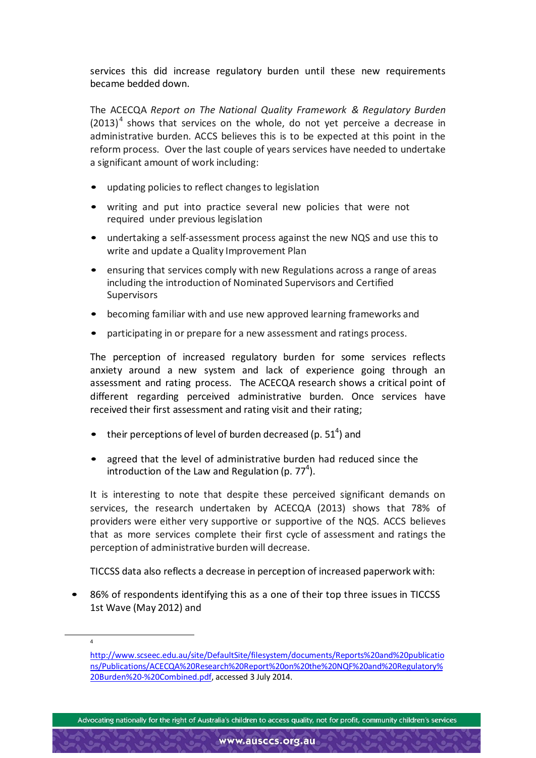services this did increase regulatory burden until these new requirements became bedded down.

The ACECQA *Report on The National Quality Framework & Regulatory Burden* (2013)[4] shows that services on the whole, do not yet perceive a decrease in administrative burden. ACCS believes this is to be expected at this point in the reform process. Over the last couple of years services have needed to undertake a significant amount of work including:

- updating policies to reflect changes to legislation
- writing and put into practice several new policies that were not required under previous legislation
- undertaking a self-assessment process against the new NQS and use this to write and update a Quality Improvement Plan
- ensuring that services comply with new Regulations across a range of areas including the introduction of Nominated Supervisors and Certified Supervisors
- becoming familiar with and use new approved learning frameworks and
- participating in or prepare for a new assessment and ratings process.

The perception of increased regulatory burden for some services reflects anxiety around a new system and lack of experience going through an assessment and rating process. The ACECQA research shows a critical point of different regarding perceived administrative burden. Once services have received their first assessment and rating visit and their rating;

- their perceptions of level of burden decreased (p. 51[4]) and
- agreed that the level of administrative burden had reduced since the introduction of the Law and Regulation (p. 77[4]).

It is interesting to note that despite these perceived significant demands on services, the research undertaken by ACECQA (2013) shows that 78% of providers were either very supportive or supportive of the NQS. ACCS believes that as more services complete their first cycle of assessment and ratings the perception of administrative burden will decrease.

TICCSS data also reflects a decrease in perception of increased paperwork with:

- 86% of respondents identifying this as a one of their top three issues in TICCSS 1st Wave (May 2012) and

---

[4] http://www.scseec.edu.au/site/DefaultSite/filesystem/documents/Reports%20and%20publications/Publications/ACECQA%20Research%20Report%20on%20the%20NQF%20and%20Regulatory%20Burden%20-%20Combined.pdf, accessed 3 July 2014.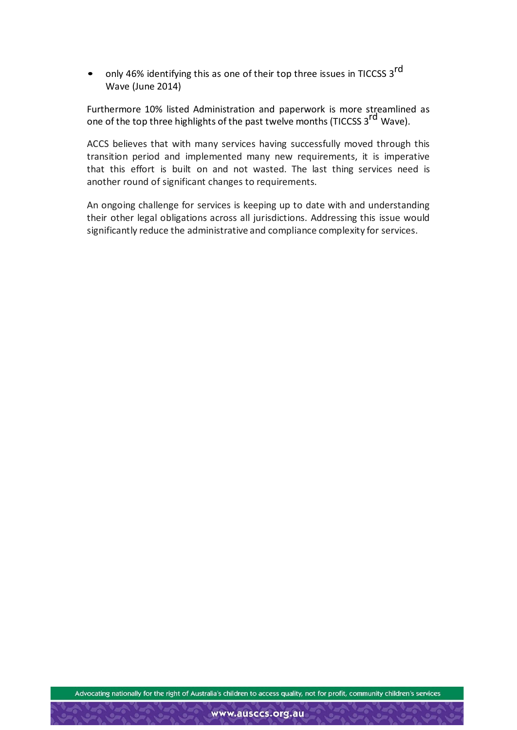- only 46% identifying this as one of their top three issues in TICCSS 3rd Wave (June 2014)

Furthermore 10% listed Administration and paperwork is more streamlined as one of the top three highlights of the past twelve months (TICCSS 3rd Wave).

ACCS believes that with many services having successfully moved through this transition period and implemented many new requirements, it is imperative that this effort is built on and not wasted. The last thing services need is another round of significant changes to requirements.

An ongoing challenge for services is keeping up to date with and understanding their other legal obligations across all jurisdictions. Addressing this issue would significantly reduce the administrative and compliance complexity for services.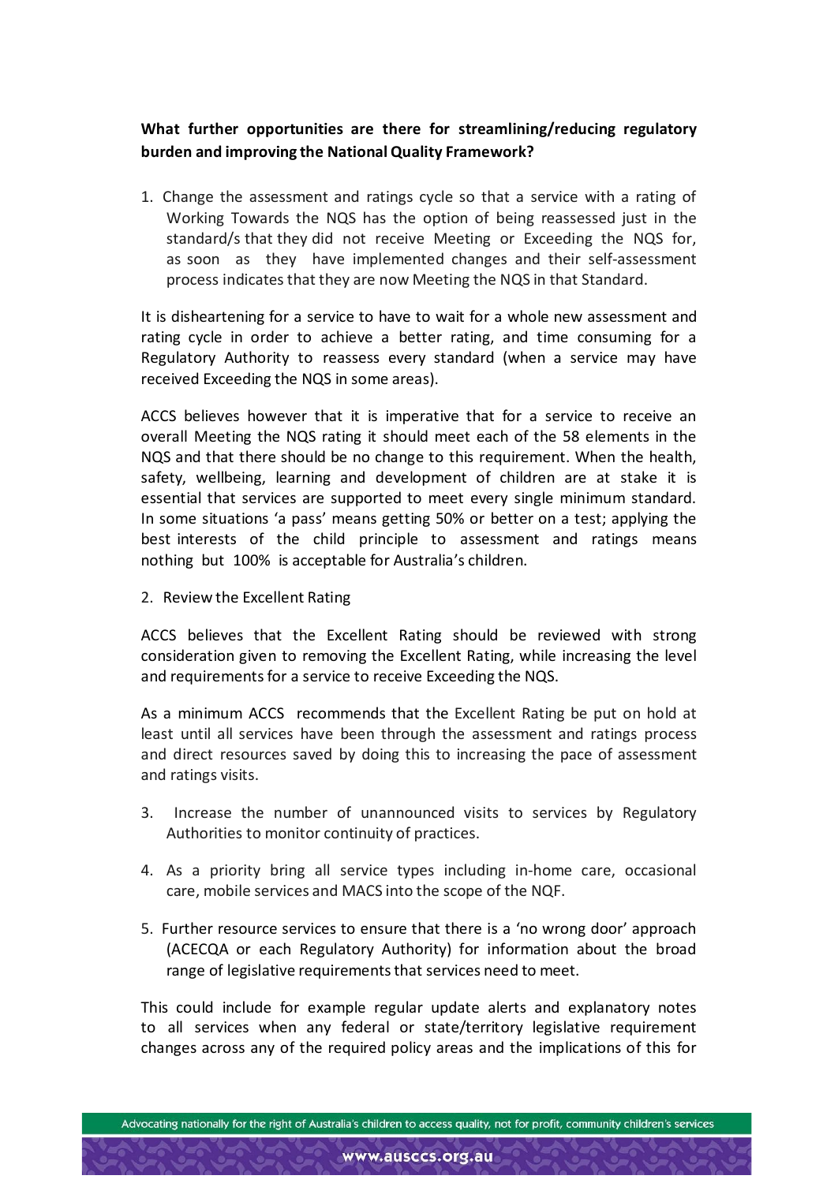**What further opportunities are there for streamlining/reducing regulatory burden and improving the National Quality Framework?**

1. Change the assessment and ratings cycle so that a service with a rating of Working Towards the NQS has the option of being reassessed just in the standard/s that they did not receive Meeting or Exceeding the NQS for, as soon as they have implemented changes and their self-assessment process indicates that they are now Meeting the NQS in that Standard.

It is disheartening for a service to have to wait for a whole new assessment and rating cycle in order to achieve a better rating, and time consuming for a Regulatory Authority to reassess every standard (when a service may have received Exceeding the NQS in some areas).

ACCS believes however that it is imperative that for a service to receive an overall Meeting the NQS rating it should meet each of the 58 elements in the NQS and that there should be no change to this requirement. When the health, safety, wellbeing, learning and development of children are at stake it is essential that services are supported to meet every single minimum standard. In some situations 'a pass' means getting 50% or better on a test; applying the best interests of the child principle to assessment and ratings means nothing but 100% is acceptable for Australia's children.

2. Review the Excellent Rating

ACCS believes that the Excellent Rating should be reviewed with strong consideration given to removing the Excellent Rating, while increasing the level and requirements for a service to receive Exceeding the NQS.

As a minimum ACCS recommends that the Excellent Rating be put on hold at least until all services have been through the assessment and ratings process and direct resources saved by doing this to increasing the pace of assessment and ratings visits.

3. Increase the number of unannounced visits to services by Regulatory Authorities to monitor continuity of practices.
4. As a priority bring all service types including in-home care, occasional care, mobile services and MACS into the scope of the NQF.
5. Further resource services to ensure that there is a 'no wrong door' approach (ACECQA or each Regulatory Authority) for information about the broad range of legislative requirements that services need to meet.

This could include for example regular update alerts and explanatory notes to all services when any federal or state/territory legislative requirement changes across any of the required policy areas and the implications of this for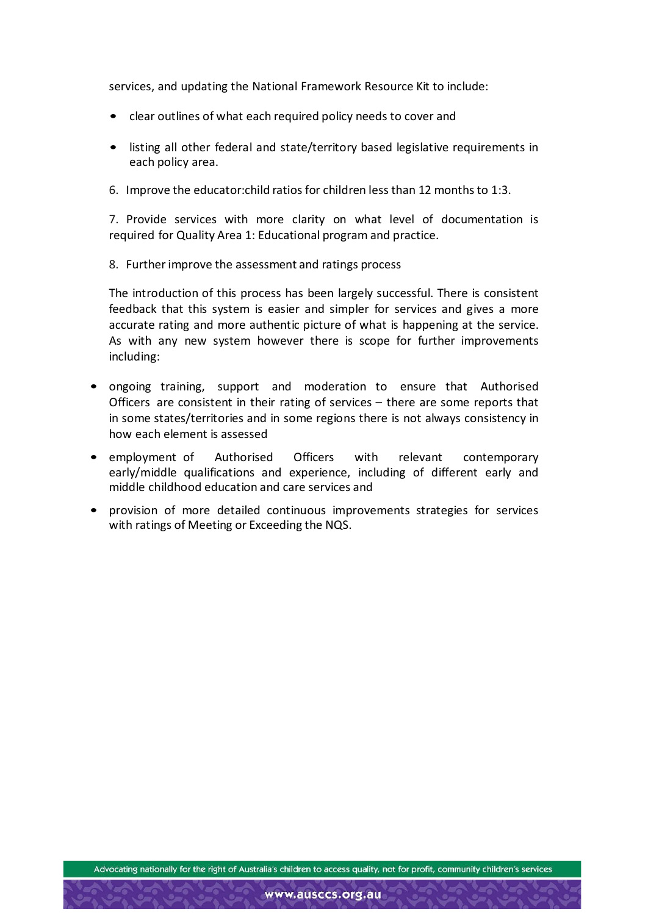services, and updating the National Framework Resource Kit to include:

- clear outlines of what each required policy needs to cover and
- listing all other federal and state/territory based legislative requirements in each policy area.

6. Improve the educator:child ratios for children less than 12 months to 1:3.

7. Provide services with more clarity on what level of documentation is required for Quality Area 1: Educational program and practice.

8. Further improve the assessment and ratings process

The introduction of this process has been largely successful. There is consistent feedback that this system is easier and simpler for services and gives a more accurate rating and more authentic picture of what is happening at the service. As with any new system however there is scope for further improvements including:

- ongoing training, support and moderation to ensure that Authorised Officers are consistent in their rating of services – there are some reports that in some states/territories and in some regions there is not always consistency in how each element is assessed
- employment of Authorised Officers with relevant contemporary early/middle qualifications and experience, including of different early and middle childhood education and care services and
- provision of more detailed continuous improvements strategies for services with ratings of Meeting or Exceeding the NQS.